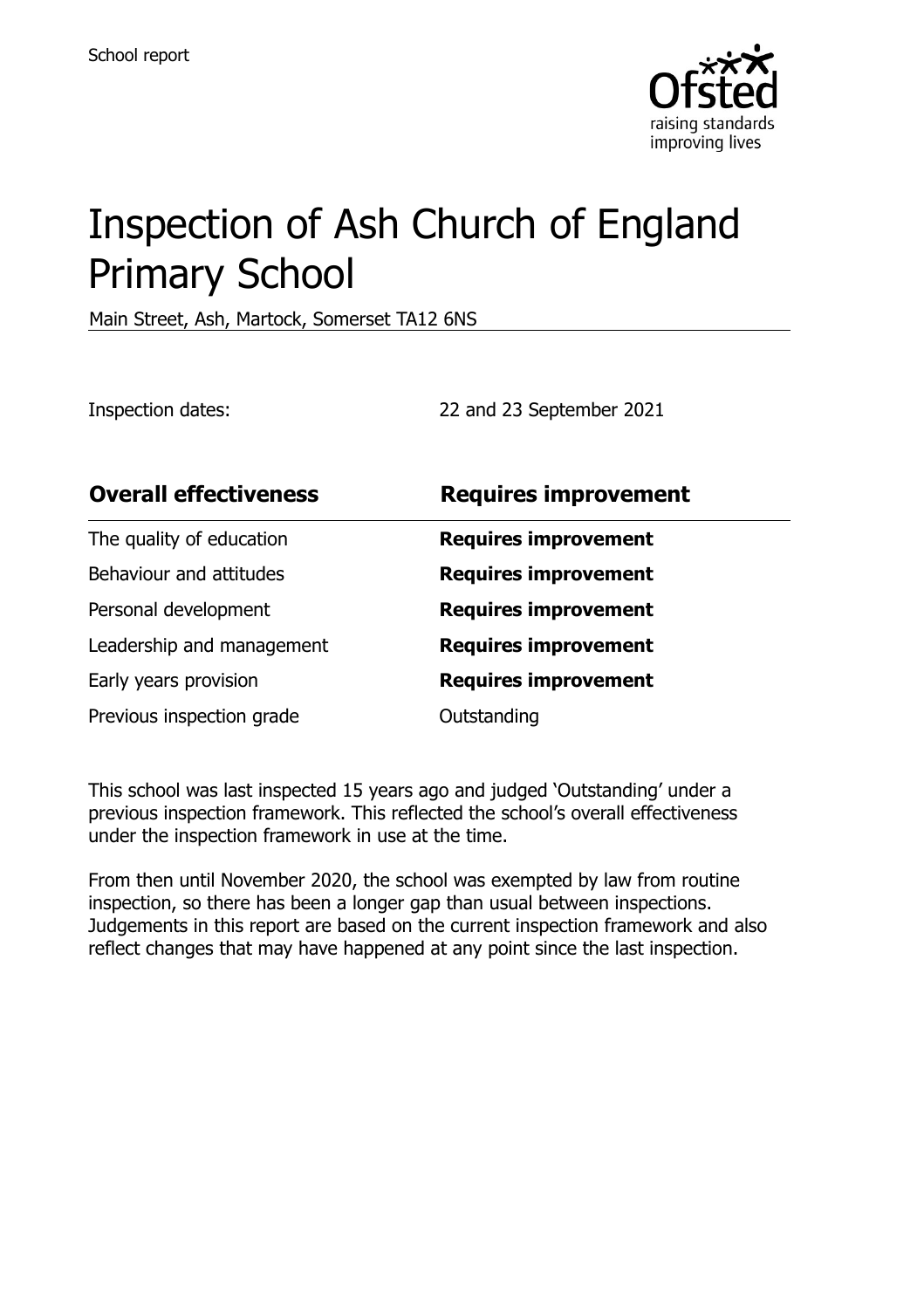School report

# Inspection of Ash Church of England Primary School

Main Street, Ash, Martock, Somerset TA12 6NS

Inspection dates: 22 and 23 September 2021

| **Overall effectiveness** | **Requires improvement** |
| --- | --- |
| The quality of education | **Requires improvement** |
| Behaviour and attitudes | **Requires improvement** |
| Personal development | **Requires improvement** |
| Leadership and management | **Requires improvement** |
| Early years provision | **Requires improvement** |
| Previous inspection grade | Outstanding |

This school was last inspected 15 years ago and judged 'Outstanding' under a previous inspection framework. This reflected the school's overall effectiveness under the inspection framework in use at the time.

From then until November 2020, the school was exempted by law from routine inspection, so there has been a longer gap than usual between inspections. Judgements in this report are based on the current inspection framework and also reflect changes that may have happened at any point since the last inspection.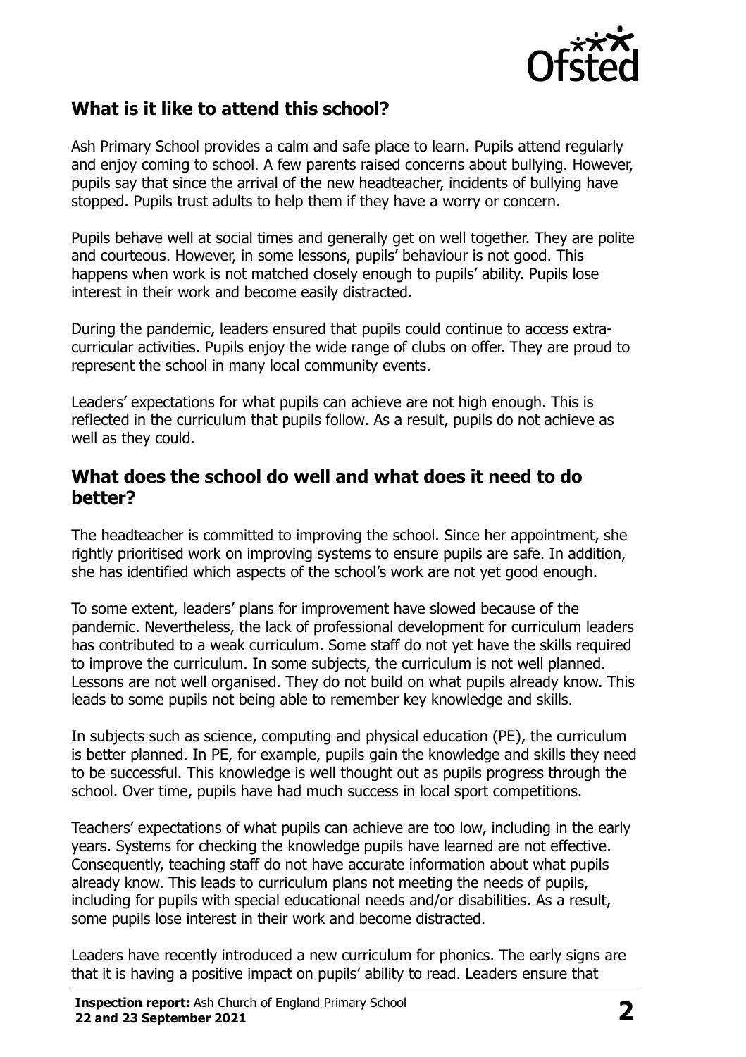## What is it like to attend this school?

Ash Primary School provides a calm and safe place to learn. Pupils attend regularly and enjoy coming to school. A few parents raised concerns about bullying. However, pupils say that since the arrival of the new headteacher, incidents of bullying have stopped. Pupils trust adults to help them if they have a worry or concern.

Pupils behave well at social times and generally get on well together. They are polite and courteous. However, in some lessons, pupils' behaviour is not good. This happens when work is not matched closely enough to pupils' ability. Pupils lose interest in their work and become easily distracted.

During the pandemic, leaders ensured that pupils could continue to access extra-curricular activities. Pupils enjoy the wide range of clubs on offer. They are proud to represent the school in many local community events.

Leaders' expectations for what pupils can achieve are not high enough. This is reflected in the curriculum that pupils follow. As a result, pupils do not achieve as well as they could.

## What does the school do well and what does it need to do better?

The headteacher is committed to improving the school. Since her appointment, she rightly prioritised work on improving systems to ensure pupils are safe. In addition, she has identified which aspects of the school's work are not yet good enough.

To some extent, leaders' plans for improvement have slowed because of the pandemic. Nevertheless, the lack of professional development for curriculum leaders has contributed to a weak curriculum. Some staff do not yet have the skills required to improve the curriculum. In some subjects, the curriculum is not well planned. Lessons are not well organised. They do not build on what pupils already know. This leads to some pupils not being able to remember key knowledge and skills.

In subjects such as science, computing and physical education (PE), the curriculum is better planned. In PE, for example, pupils gain the knowledge and skills they need to be successful. This knowledge is well thought out as pupils progress through the school. Over time, pupils have had much success in local sport competitions.

Teachers' expectations of what pupils can achieve are too low, including in the early years. Systems for checking the knowledge pupils have learned are not effective. Consequently, teaching staff do not have accurate information about what pupils already know. This leads to curriculum plans not meeting the needs of pupils, including for pupils with special educational needs and/or disabilities. As a result, some pupils lose interest in their work and become distracted.

Leaders have recently introduced a new curriculum for phonics. The early signs are that it is having a positive impact on pupils' ability to read. Leaders ensure that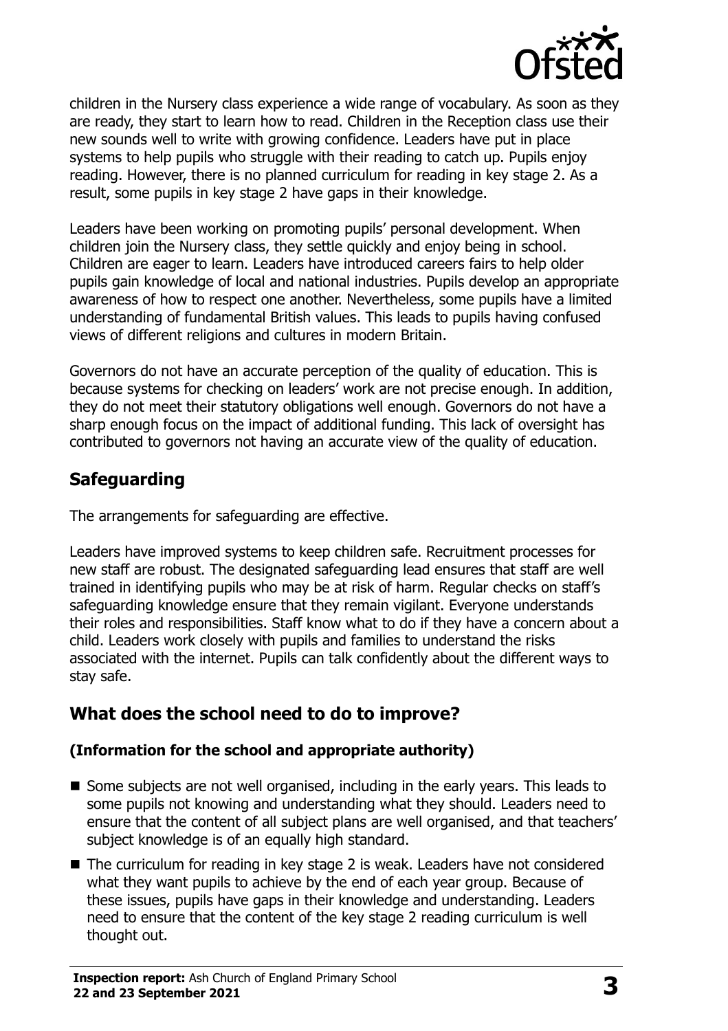children in the Nursery class experience a wide range of vocabulary. As soon as they are ready, they start to learn how to read. Children in the Reception class use their new sounds well to write with growing confidence. Leaders have put in place systems to help pupils who struggle with their reading to catch up. Pupils enjoy reading. However, there is no planned curriculum for reading in key stage 2. As a result, some pupils in key stage 2 have gaps in their knowledge.

Leaders have been working on promoting pupils' personal development. When children join the Nursery class, they settle quickly and enjoy being in school. Children are eager to learn. Leaders have introduced careers fairs to help older pupils gain knowledge of local and national industries. Pupils develop an appropriate awareness of how to respect one another. Nevertheless, some pupils have a limited understanding of fundamental British values. This leads to pupils having confused views of different religions and cultures in modern Britain.

Governors do not have an accurate perception of the quality of education. This is because systems for checking on leaders' work are not precise enough. In addition, they do not meet their statutory obligations well enough. Governors do not have a sharp enough focus on the impact of additional funding. This lack of oversight has contributed to governors not having an accurate view of the quality of education.

## Safeguarding

The arrangements for safeguarding are effective.

Leaders have improved systems to keep children safe. Recruitment processes for new staff are robust. The designated safeguarding lead ensures that staff are well trained in identifying pupils who may be at risk of harm. Regular checks on staff's safeguarding knowledge ensure that they remain vigilant. Everyone understands their roles and responsibilities. Staff know what to do if they have a concern about a child. Leaders work closely with pupils and families to understand the risks associated with the internet. Pupils can talk confidently about the different ways to stay safe.

## What does the school need to do to improve?

### (Information for the school and appropriate authority)

- Some subjects are not well organised, including in the early years. This leads to some pupils not knowing and understanding what they should. Leaders need to ensure that the content of all subject plans are well organised, and that teachers' subject knowledge is of an equally high standard.
- The curriculum for reading in key stage 2 is weak. Leaders have not considered what they want pupils to achieve by the end of each year group. Because of these issues, pupils have gaps in their knowledge and understanding. Leaders need to ensure that the content of the key stage 2 reading curriculum is well thought out.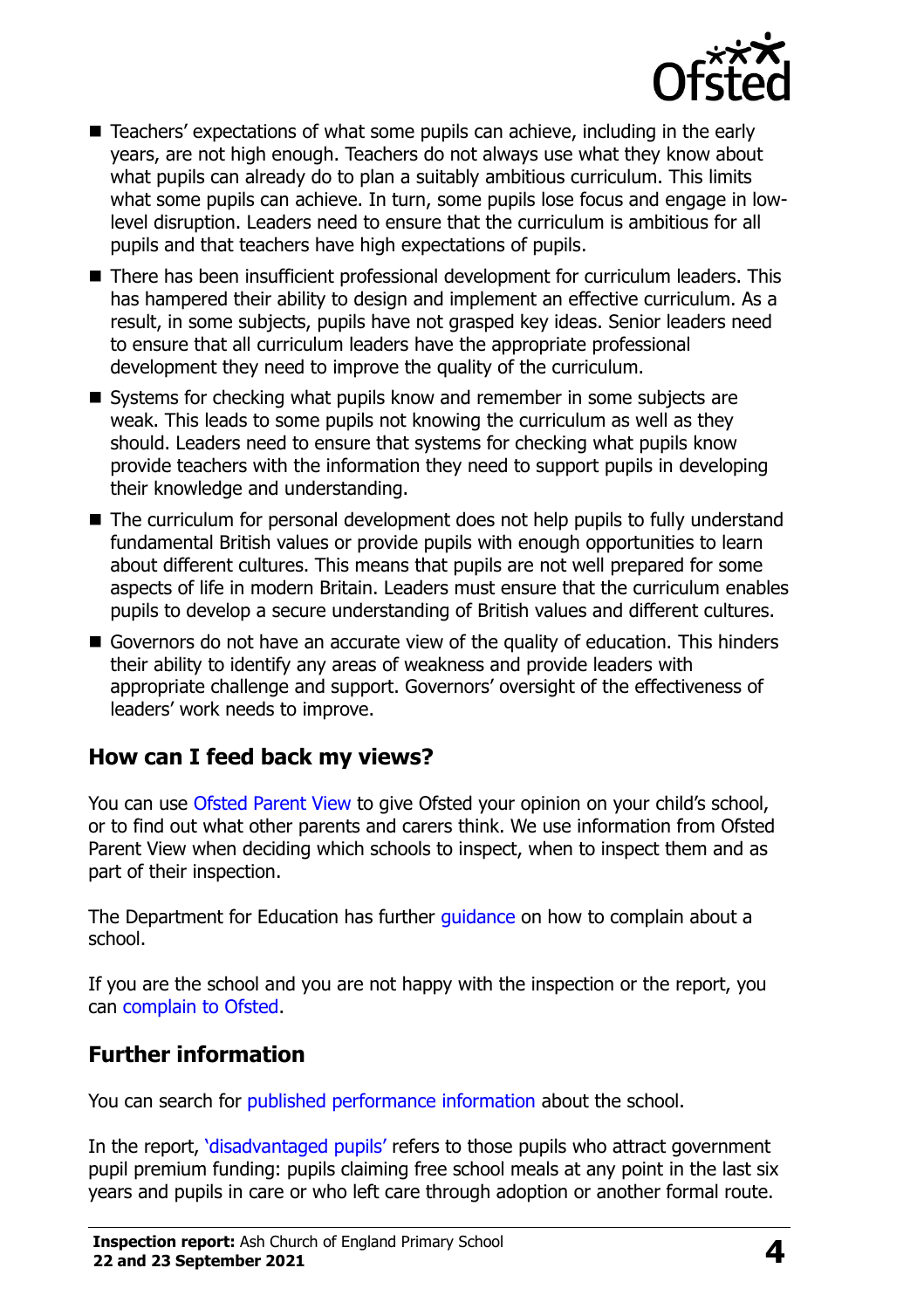- Teachers' expectations of what some pupils can achieve, including in the early years, are not high enough. Teachers do not always use what they know about what pupils can already do to plan a suitably ambitious curriculum. This limits what some pupils can achieve. In turn, some pupils lose focus and engage in low-level disruption. Leaders need to ensure that the curriculum is ambitious for all pupils and that teachers have high expectations of pupils.
- There has been insufficient professional development for curriculum leaders. This has hampered their ability to design and implement an effective curriculum. As a result, in some subjects, pupils have not grasped key ideas. Senior leaders need to ensure that all curriculum leaders have the appropriate professional development they need to improve the quality of the curriculum.
- Systems for checking what pupils know and remember in some subjects are weak. This leads to some pupils not knowing the curriculum as well as they should. Leaders need to ensure that systems for checking what pupils know provide teachers with the information they need to support pupils in developing their knowledge and understanding.
- The curriculum for personal development does not help pupils to fully understand fundamental British values or provide pupils with enough opportunities to learn about different cultures. This means that pupils are not well prepared for some aspects of life in modern Britain. Leaders must ensure that the curriculum enables pupils to develop a secure understanding of British values and different cultures.
- Governors do not have an accurate view of the quality of education. This hinders their ability to identify any areas of weakness and provide leaders with appropriate challenge and support. Governors' oversight of the effectiveness of leaders' work needs to improve.

## How can I feed back my views?

You can use Ofsted Parent View to give Ofsted your opinion on your child's school, or to find out what other parents and carers think. We use information from Ofsted Parent View when deciding which schools to inspect, when to inspect them and as part of their inspection.

The Department for Education has further guidance on how to complain about a school.

If you are the school and you are not happy with the inspection or the report, you can complain to Ofsted.

## Further information

You can search for published performance information about the school.

In the report, 'disadvantaged pupils' refers to those pupils who attract government pupil premium funding: pupils claiming free school meals at any point in the last six years and pupils in care or who left care through adoption or another formal route.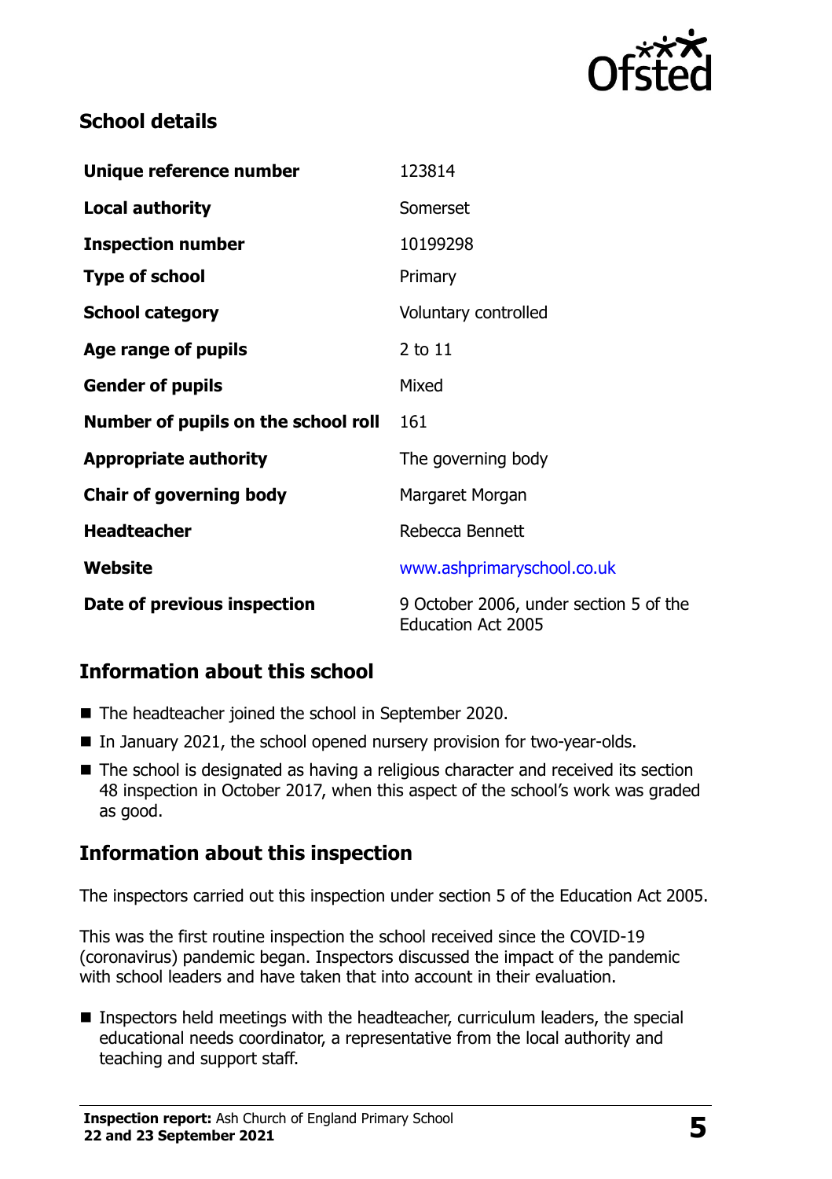## School details

| | |
|---|---|
| **Unique reference number** | 123814 |
| **Local authority** | Somerset |
| **Inspection number** | 10199298 |
| **Type of school** | Primary |
| **School category** | Voluntary controlled |
| **Age range of pupils** | 2 to 11 |
| **Gender of pupils** | Mixed |
| **Number of pupils on the school roll** | 161 |
| **Appropriate authority** | The governing body |
| **Chair of governing body** | Margaret Morgan |
| **Headteacher** | Rebecca Bennett |
| **Website** | www.ashprimaryschool.co.uk |
| **Date of previous inspection** | 9 October 2006, under section 5 of the Education Act 2005 |

## Information about this school

- The headteacher joined the school in September 2020.
- In January 2021, the school opened nursery provision for two-year-olds.
- The school is designated as having a religious character and received its section 48 inspection in October 2017, when this aspect of the school's work was graded as good.

## Information about this inspection

The inspectors carried out this inspection under section 5 of the Education Act 2005.

This was the first routine inspection the school received since the COVID-19 (coronavirus) pandemic began. Inspectors discussed the impact of the pandemic with school leaders and have taken that into account in their evaluation.

- Inspectors held meetings with the headteacher, curriculum leaders, the special educational needs coordinator, a representative from the local authority and teaching and support staff.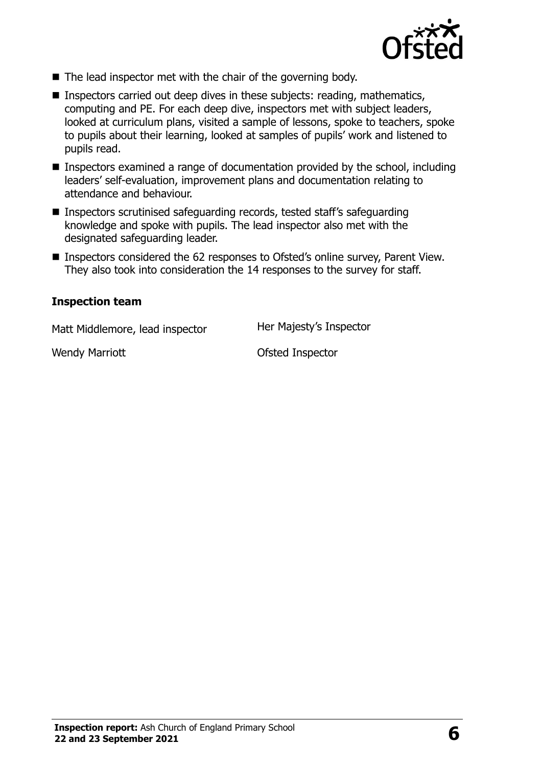- The lead inspector met with the chair of the governing body.
- Inspectors carried out deep dives in these subjects: reading, mathematics, computing and PE. For each deep dive, inspectors met with subject leaders, looked at curriculum plans, visited a sample of lessons, spoke to teachers, spoke to pupils about their learning, looked at samples of pupils' work and listened to pupils read.
- Inspectors examined a range of documentation provided by the school, including leaders' self-evaluation, improvement plans and documentation relating to attendance and behaviour.
- Inspectors scrutinised safeguarding records, tested staff's safeguarding knowledge and spoke with pupils. The lead inspector also met with the designated safeguarding leader.
- Inspectors considered the 62 responses to Ofsted's online survey, Parent View. They also took into consideration the 14 responses to the survey for staff.

### Inspection team

| | |
|---|---|
| Matt Middlemore, lead inspector | Her Majesty's Inspector |
| Wendy Marriott | Ofsted Inspector |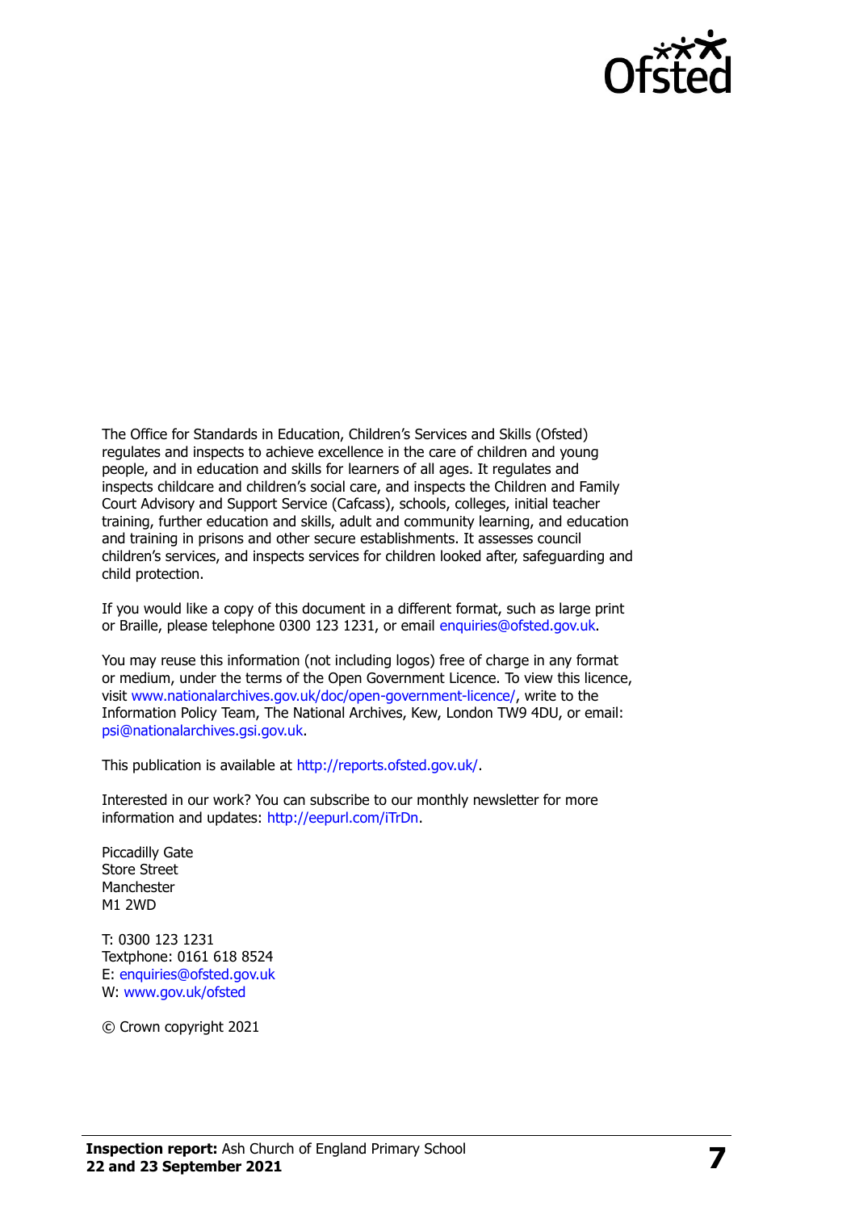The Office for Standards in Education, Children's Services and Skills (Ofsted) regulates and inspects to achieve excellence in the care of children and young people, and in education and skills for learners of all ages. It regulates and inspects childcare and children's social care, and inspects the Children and Family Court Advisory and Support Service (Cafcass), schools, colleges, initial teacher training, further education and skills, adult and community learning, and education and training in prisons and other secure establishments. It assesses council children's services, and inspects services for children looked after, safeguarding and child protection.

If you would like a copy of this document in a different format, such as large print or Braille, please telephone 0300 123 1231, or email enquiries@ofsted.gov.uk.

You may reuse this information (not including logos) free of charge in any format or medium, under the terms of the Open Government Licence. To view this licence, visit www.nationalarchives.gov.uk/doc/open-government-licence/, write to the Information Policy Team, The National Archives, Kew, London TW9 4DU, or email: psi@nationalarchives.gsi.gov.uk.

This publication is available at http://reports.ofsted.gov.uk/.

Interested in our work? You can subscribe to our monthly newsletter for more information and updates: http://eepurl.com/iTrDn.

Piccadilly Gate
Store Street
Manchester
M1 2WD

T: 0300 123 1231
Textphone: 0161 618 8524
E: enquiries@ofsted.gov.uk
W: www.gov.uk/ofsted

© Crown copyright 2021